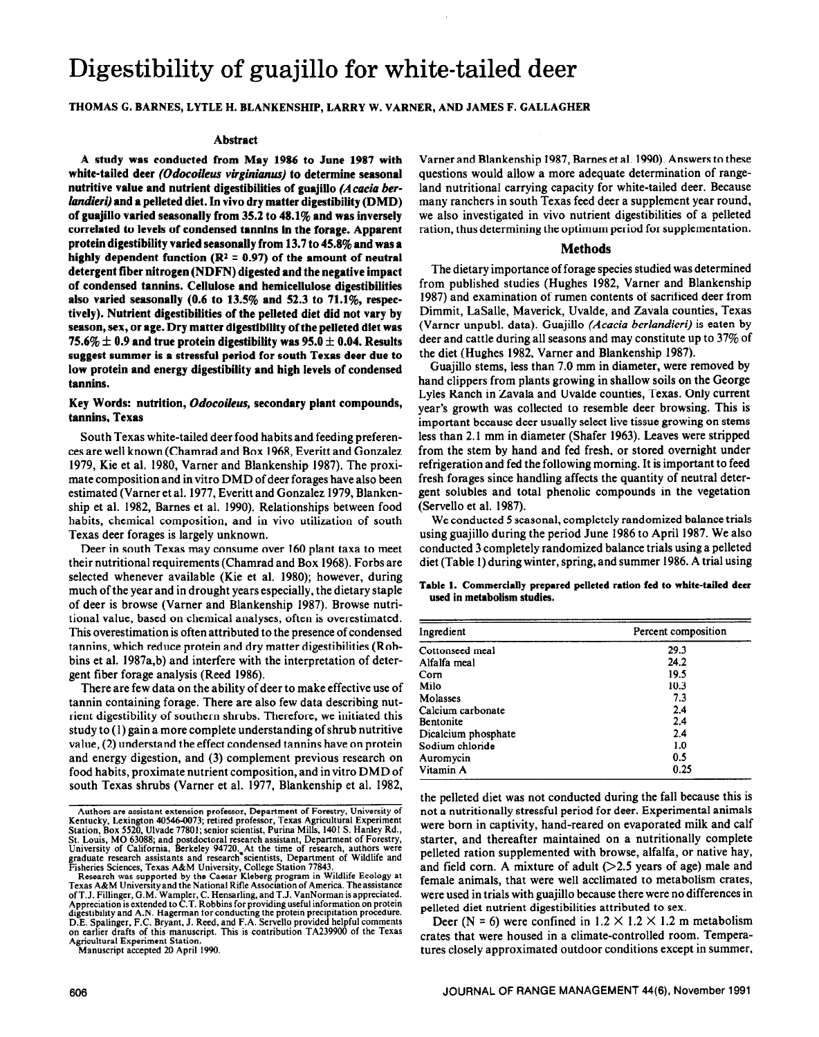# Digestibility of guajillo for white-tailed deer

**THOMAS G. BARNES, LYTLE H. BLANKENSHIP, LARRY W. VARNER, AND JAMES F. GALLAGHER**

## Abstract

**A study was conducted from May 1986 to June 1987 with white-tailed deer *(Odocoileus virginianus)* to determine seasonal nutritive value and nutrient digestibilities of guajillo *(Acacia berlandieri)* and a pelleted diet. In vivo dry matter digestibility (DMD) of guajillo varied seasonally from 35.2 to 48.1% and was inversely correlated to levels of condensed tannins in the forage. Apparent protein digestibility varied seasonally from 13.7 to 45.8% and was a highly dependent function ($R^2 = 0.97$) of the amount of neutral detergent fiber nitrogen (NDFN) digested and the negative impact of condensed tannins. Cellulose and hemicellulose digestibilities also varied seasonally (0.6 to 13.5% and 52.3 to 71.1%, respectively). Nutrient digestibilities of the pelleted diet did not vary by season, sex, or age. Dry matter digestibility of the pelleted diet was 75.6% ± 0.9 and true protein digestibility was 95.0 ± 0.04. Results suggest summer is a stressful period for south Texas deer due to low protein and energy digestibility and high levels of condensed tannins.**

**Key Words: nutrition, *Odocoileus*, secondary plant compounds, tannins, Texas**

South Texas white-tailed deer food habits and feeding preferences are well known (Chamrad and Box 1968, Everitt and Gonzalez 1979, Kie et al. 1980, Varner and Blankenship 1987). The proximate composition and in vitro DMD of deer forages have also been estimated (Varner et al. 1977, Everitt and Gonzalez 1979, Blankenship et al. 1982, Barnes et al. 1990). Relationships between food habits, chemical composition, and in vivo utilization of south Texas deer forages is largely unknown.

Deer in south Texas may consume over 160 plant taxa to meet their nutritional requirements (Chamrad and Box 1968). Forbs are selected whenever available (Kie et al. 1980); however, during much of the year and in drought years especially, the dietary staple of deer is browse (Varner and Blankenship 1987). Browse nutritional value, based on chemical analyses, often is overestimated. This overestimation is often attributed to the presence of condensed tannins, which reduce protein and dry matter digestibilities (Robbins et al. 1987a,b) and interfere with the interpretation of detergent fiber forage analysis (Reed 1986).

There are few data on the ability of deer to make effective use of tannin containing forage. There are also few data describing nutrient digestibility of southern shrubs. Therefore, we initiated this study to (1) gain a more complete understanding of shrub nutritive value, (2) understand the effect condensed tannins have on protein and energy digestion, and (3) complement previous research on food habits, proximate nutrient composition, and in vitro DMD of south Texas shrubs (Varner et al. 1977, Blankenship et al. 1982, Varner and Blankenship 1987, Barnes et al. 1990). Answers to these questions would allow a more adequate determination of rangeland nutritional carrying capacity for white-tailed deer. Because many ranchers in south Texas feed deer a supplement year round, we also investigated in vivo nutrient digestibilities of a pelleted ration, thus determining the optimum period for supplementation.

Authors are assistant extension professor, Department of Forestry, University of Kentucky, Lexington 40546-0073; retired professor, Texas Agricultural Experiment Station, Box 5520, Ulvade 77801; senior scientist, Purina Mills, 1401 S. Hanley Rd., St. Louis, MO 63088; and postdoctoral research assistant, Department of Forestry, University of California, Berkeley 94720. At the time of research, authors were graduate research assistants and research scientists, Department of Wildlife and Fisheries Sciences, Texas A&M University, College Station 77843.

Research was supported by the Caesar Kleberg program in Wildlife Ecology at Texas A&M University and the National Rifle Association of America. The assistance of T.J. Fillinger, G.M. Wampler, C. Hensarling, and T.J. VanNorman is appreciated. Appreciation is extended to C.T. Robbins for providing useful information on protein digestibility and A.N. Hagerman for conducting the protein precipitation procedure. D.E. Spalinger, F.C. Bryant, J. Reed, and F.A. Servello provided helpful comments on earlier drafts of this manuscript. This is contribution TA239900 of the Texas Agricultural Experiment Station.

Manuscript accepted 20 April 1990.

## Methods

The dietary importance of forage species studied was determined from published studies (Hughes 1982, Varner and Blankenship 1987) and examination of rumen contents of sacrificed deer from Dimmit, LaSalle, Maverick, Uvalde, and Zavala counties, Texas (Varner unpubl. data). Guajillo *(Acacia berlandieri)* is eaten by deer and cattle during all seasons and may constitute up to 37% of the diet (Hughes 1982, Varner and Blankenship 1987).

Guajillo stems, less than 7.0 mm in diameter, were removed by hand clippers from plants growing in shallow soils on the George Lyles Ranch in Zavala and Uvalde counties, Texas. Only current year's growth was collected to resemble deer browsing. This is important because deer usually select live tissue growing on stems less than 2.1 mm in diameter (Shafer 1963). Leaves were stripped from the stem by hand and fed fresh, or stored overnight under refrigeration and fed the following morning. It is important to feed fresh forages since handling affects the quantity of neutral detergent solubles and total phenolic compounds in the vegetation (Servello et al. 1987).

We conducted 5 seasonal, completely randomized balance trials using guajillo during the period June 1986 to April 1987. We also conducted 3 completely randomized balance trials using a pelleted diet (Table 1) during winter, spring, and summer 1986. A trial using the pelleted diet was not conducted during the fall because this is not a nutritionally stressful period for deer. Experimental animals were born in captivity, hand-reared on evaporated milk and calf starter, and thereafter maintained on a nutritionally complete pelleted ration supplemented with browse, alfalfa, or native hay, and field corn. A mixture of adult (>2.5 years of age) male and female animals, that were well acclimated to metabolism crates, were used in trials with guajillo because there were no differences in pelleted diet nutrient digestibilities attributed to sex.

**Table 1. Commercially prepared pelleted ration fed to white-tailed deer used in metabolism studies.**

| Ingredient | Percent composition |
|---|---|
| Cottonseed meal | 29.3 |
| Alfalfa meal | 24.2 |
| Corn | 19.5 |
| Milo | 10.3 |
| Molasses | 7.3 |
| Calcium carbonate | 2.4 |
| Bentonite | 2.4 |
| Dicalcium phosphate | 2.4 |
| Sodium chloride | 1.0 |
| Auromycin | 0.5 |
| Vitamin A | 0.25 |

Deer (N = 6) were confined in 1.2 × 1.2 × 1.2 m metabolism crates that were housed in a climate-controlled room. Temperatures closely approximated outdoor conditions except in summer,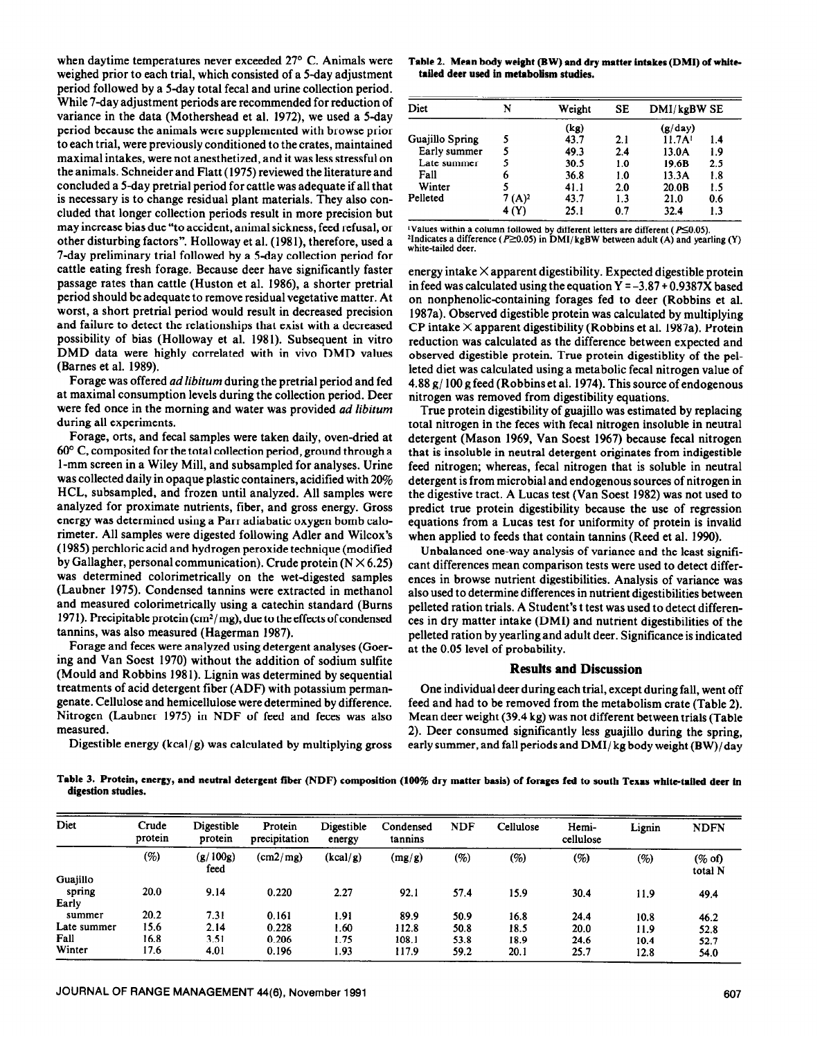when daytime temperatures never exceeded 27° C. Animals were weighed prior to each trial, which consisted of a 5-day adjustment period followed by a 5-day total fecal and urine collection period. While 7-day adjustment periods are recommended for reduction of variance in the data (Mothershead et al. 1972), we used a 5-day period because the animals were supplemented with browse prior to each trial, were previously conditioned to the crates, maintained maximal intakes, were not anesthetized, and it was less stressful on the animals. Schneider and Flatt (1975) reviewed the literature and concluded a 5-day pretrial period for cattle was adequate if all that is necessary is to change residual plant materials. They also concluded that longer collection periods result in more precision but may increase bias due "to accident, animal sickness, feed refusal, or other disturbing factors". Holloway et al. (1981), therefore, used a 7-day preliminary trial followed by a 5-day collection period for cattle eating fresh forage. Because deer have significantly faster passage rates than cattle (Huston et al. 1986), a shorter pretrial period should be adequate to remove residual vegetative matter. At worst, a short pretrial period would result in decreased precision and failure to detect the relationships that exist with a decreased possibility of bias (Holloway et al. 1981). Subsequent in vitro DMD data were highly correlated with in vivo DMD values (Barnes et al. 1989).

Forage was offered *ad libitum* during the pretrial period and fed at maximal consumption levels during the collection period. Deer were fed once in the morning and water was provided *ad libitum* during all experiments.

Forage, orts, and fecal samples were taken daily, oven-dried at 60° C, composited for the total collection period, ground through a 1-mm screen in a Wiley Mill, and subsampled for analyses. Urine was collected daily in opaque plastic containers, acidified with 20% HCL, subsampled, and frozen until analyzed. All samples were analyzed for proximate nutrients, fiber, and gross energy. Gross energy was determined using a Parr adiabatic oxygen bomb calorimeter. All samples were digested following Adler and Wilcox's (1985) perchloric acid and hydrogen peroxide technique (modified by Gallagher, personal communication). Crude protein (N × 6.25) was determined colorimetrically on the wet-digested samples (Laubner 1975). Condensed tannins were extracted in methanol and measured colorimetrically using a catechin standard (Burns 1971). Precipitable protein ($cm^2$/mg), due to the effects of condensed tannins, was also measured (Hagerman 1987).

Forage and feces were analyzed using detergent analyses (Goering and Van Soest 1970) without the addition of sodium sulfite (Mould and Robbins 1981). Lignin was determined by sequential treatments of acid detergent fiber (ADF) with potassium permanganate. Cellulose and hemicellulose were determined by difference. Nitrogen (Laubner 1975) in NDF of feed and feces was also measured.

Digestible energy (kcal/g) was calculated by multiplying gross energy intake × apparent digestibility. Expected digestible protein in feed was calculated using the equation $Y = -3.87 + 0.9387X$ based on nonphenolic-containing forages fed to deer (Robbins et al. 1987a). Observed digestible protein was calculated by multiplying CP intake × apparent digestibility (Robbins et al. 1987a). Protein reduction was calculated as the difference between expected and observed digestible protein. True protein digestiblity of the pelleted diet was calculated using a metabolic fecal nitrogen value of 4.88 g/100 g feed (Robbins et al. 1974). This source of endogenous nitrogen was removed from digestibility equations.

True protein digestibility of guajillo was estimated by replacing total nitrogen in the feces with fecal nitrogen insoluble in neutral detergent (Mason 1969, Van Soest 1967) because fecal nitrogen that is insoluble in neutral detergent originates from indigestible feed nitrogen; whereas, fecal nitrogen that is soluble in neutral detergent is from microbial and endogenous sources of nitrogen in the digestive tract. A Lucas test (Van Soest 1982) was not used to predict true protein digestibility because the use of regression equations from a Lucas test for uniformity of protein is invalid when applied to feeds that contain tannins (Reed et al. 1990).

Unbalanced one-way analysis of variance and the least significant differences mean comparison tests were used to detect differences in browse nutrient digestibilities. Analysis of variance was also used to determine differences in nutrient digestibilities between pelleted ration trials. A Student's t test was used to detect differences in dry matter intake (DMI) and nutrient digestibilities of the pelleted ration by yearling and adult deer. Significance is indicated at the 0.05 level of probability.

## Results and Discussion

One individual deer during each trial, except during fall, went off feed and had to be removed from the metabolism crate (Table 2). Mean deer weight (39.4 kg) was not different between trials (Table 2). Deer consumed significantly less guajillo during the spring, early summer, and fall periods and DMI/kg body weight (BW)/day

**Table 2. Mean body weight (BW) and dry matter intakes (DMI) of white-tailed deer used in metabolism studies.**

| Diet | N | Weight | SE | DMI/kgBW | SE |
|---|---|---|---|---|---|
| | | (kg) | | (g/day) | |
| Guajillo Spring | 5 | 43.7 | 2.1 | 11.7A[1] | 1.4 |
| Early summer | 5 | 49.3 | 2.4 | 13.0A | 1.9 |
| Late summer | 5 | 30.5 | 1.0 | 19.6B | 2.5 |
| Fall | 6 | 36.8 | 1.0 | 13.3A | 1.8 |
| Winter | 5 | 41.1 | 2.0 | 20.0B | 1.5 |
| Pelleted | 7 (A)[2] | 43.7 | 1.3 | 21.0 | 0.6 |
| | 4 (Y) | 25.1 | 0.7 | 32.4 | 1.3 |

[1]Values within a column followed by different letters are different ($P \leq 0.05$).
[2]Indicates a difference ($P \geq 0.05$) in DMI/kgBW between adult (A) and yearling (Y) white-tailed deer.

**Table 3. Protein, energy, and neutral detergent fiber (NDF) composition (100% dry matter basis) of forages fed to south Texas white-tailed deer in digestion studies.**

| Diet | Crude protein | Digestible protein | Protein precipitation | Digestible energy | Condensed tannins | NDF | Cellulose | Hemi-cellulose | Lignin | NDFN |
|---|---|---|---|---|---|---|---|---|---|---|
| | (%) | (g/100g) feed | ($cm^2$/mg) | (kcal/g) | (mg/g) | (%) | (%) | (%) | (%) | (% of) total N |
| Guajillo spring | 20.0 | 9.14 | 0.220 | 2.27 | 92.1 | 57.4 | 15.9 | 30.4 | 11.9 | 49.4 |
| Early summer | 20.2 | 7.31 | 0.161 | 1.91 | 89.9 | 50.9 | 16.8 | 24.4 | 10.8 | 46.2 |
| Late summer | 15.6 | 2.14 | 0.228 | 1.60 | 112.8 | 50.8 | 18.5 | 20.0 | 11.9 | 52.8 |
| Fall | 16.8 | 3.51 | 0.206 | 1.75 | 108.1 | 53.8 | 18.9 | 24.6 | 10.4 | 52.7 |
| Winter | 17.6 | 4.01 | 0.196 | 1.93 | 117.9 | 59.2 | 20.1 | 25.7 | 12.8 | 54.0 |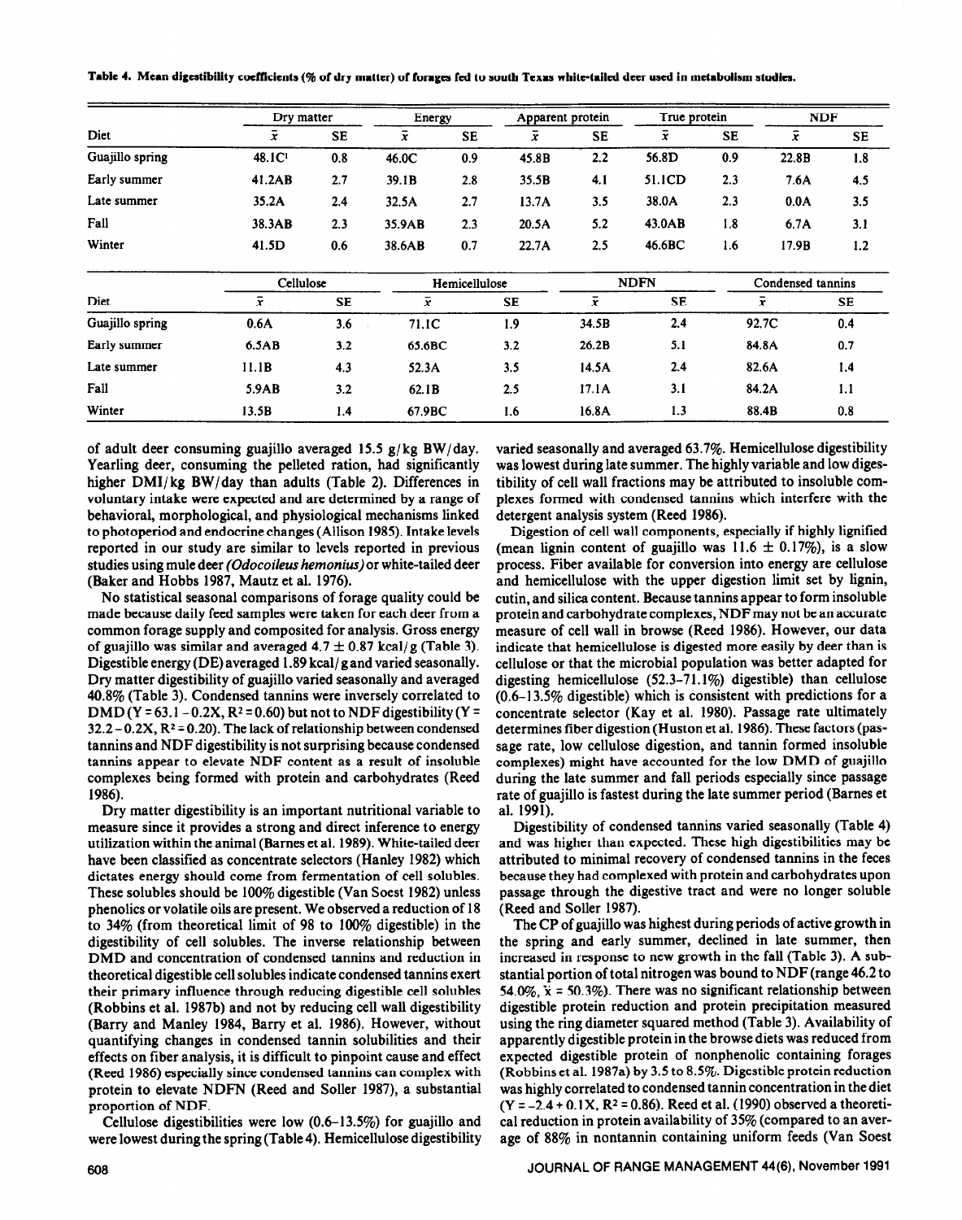**Table 4. Mean digestibility coefficients (% of dry matter) of forages fed to south Texas white-tailed deer used in metabolism studies.**

| Diet | Dry matter | | Energy | | Apparent protein | | True protein | | NDF | |
|---|---|---|---|---|---|---|---|---|---|---|
| | $\bar{x}$ | SE | $\bar{x}$ | SE | $\bar{x}$ | SE | $\bar{x}$ | SE | $\bar{x}$ | SE |
| Guajillo spring | 48.1C[1] | 0.8 | 46.0C | 0.9 | 45.8B | 2.2 | 56.8D | 0.9 | 22.8B | 1.8 |
| Early summer | 41.2AB | 2.7 | 39.1B | 2.8 | 35.5B | 4.1 | 51.1CD | 2.3 | 7.6A | 4.5 |
| Late summer | 35.2A | 2.4 | 32.5A | 2.7 | 13.7A | 3.5 | 38.0A | 2.3 | 0.0A | 3.5 |
| Fall | 38.3AB | 2.3 | 35.9AB | 2.3 | 20.5A | 5.2 | 43.0AB | 1.8 | 6.7A | 3.1 |
| Winter | 41.5D | 0.6 | 38.6AB | 0.7 | 22.7A | 2.5 | 46.6BC | 1.6 | 17.9B | 1.2 |

| Diet | Cellulose | | Hemicellulose | | NDFN | | Condensed tannins | |
|---|---|---|---|---|---|---|---|---|
| | $\bar{x}$ | SE | $\bar{x}$ | SE | $\bar{x}$ | SE | $\bar{x}$ | SE |
| Guajillo spring | 0.6A | 3.6 | 71.1C | 1.9 | 34.5B | 2.4 | 92.7C | 0.4 |
| Early summer | 6.5AB | 3.2 | 65.6BC | 3.2 | 26.2B | 5.1 | 84.8A | 0.7 |
| Late summer | 11.1B | 4.3 | 52.3A | 3.5 | 14.5A | 2.4 | 82.6A | 1.4 |
| Fall | 5.9AB | 3.2 | 62.1B | 2.5 | 17.1A | 3.1 | 84.2A | 1.1 |
| Winter | 13.5B | 1.4 | 67.9BC | 1.6 | 16.8A | 1.3 | 88.4B | 0.8 |

of adult deer consuming guajillo averaged 15.5 g/kg BW/day. Yearling deer, consuming the pelleted ration, had significantly higher DMI/kg BW/day than adults (Table 2). Differences in voluntary intake were expected and are determined by a range of behavioral, morphological, and physiological mechanisms linked to photoperiod and endocrine changes (Allison 1985). Intake levels reported in our study are similar to levels reported in previous studies using mule deer *(Odocoileus hemonius)* or white-tailed deer (Baker and Hobbs 1987, Mautz et al. 1976).

No statistical seasonal comparisons of forage quality could be made because daily feed samples were taken for each deer from a common forage supply and composited for analysis. Gross energy of guajillo was similar and averaged 4.7 ± 0.87 kcal/g (Table 3). Digestible energy (DE) averaged 1.89 kcal/g and varied seasonally. Dry matter digestibility of guajillo varied seasonally and averaged 40.8% (Table 3). Condensed tannins were inversely correlated to DMD ($Y = 63.1 - 0.2X$, $R^2 = 0.60$) but not to NDF digestibility ($Y = 32.2 - 0.2X$, $R^2 = 0.20$). The lack of relationship between condensed tannins and NDF digestibility is not surprising because condensed tannins appear to elevate NDF content as a result of insoluble complexes being formed with protein and carbohydrates (Reed 1986).

Dry matter digestibility is an important nutritional variable to measure since it provides a strong and direct inference to energy utilization within the animal (Barnes et al. 1989). White-tailed deer have been classified as concentrate selectors (Hanley 1982) which dictates energy should come from fermentation of cell solubles. These solubles should be 100% digestible (Van Soest 1982) unless phenolics or volatile oils are present. We observed a reduction of 18 to 34% (from theoretical limit of 98 to 100% digestible) in the digestibility of cell solubles. The inverse relationship between DMD and concentration of condensed tannins and reduction in theoretical digestible cell solubles indicate condensed tannins exert their primary influence through reducing digestible cell solubles (Robbins et al. 1987b) and not by reducing cell wall digestibility (Barry and Manley 1984, Barry et al. 1986). However, without quantifying changes in condensed tannin solubilities and their effects on fiber analysis, it is difficult to pinpoint cause and effect (Reed 1986) especially since condensed tannins can complex with protein to elevate NDFN (Reed and Soller 1987), a substantial proportion of NDF.

Cellulose digestibilities were low (0.6–13.5%) for guajillo and were lowest during the spring (Table 4). Hemicellulose digestibility varied seasonally and averaged 63.7%. Hemicellulose digestibility was lowest during late summer. The highly variable and low digestibility of cell wall fractions may be attributed to insoluble complexes formed with condensed tannins which interfere with the detergent analysis system (Reed 1986).

Digestion of cell wall components, especially if highly lignified (mean lignin content of guajillo was 11.6 ± 0.17%), is a slow process. Fiber available for conversion into energy are cellulose and hemicellulose with the upper digestion limit set by lignin, cutin, and silica content. Because tannins appear to form insoluble protein and carbohydrate complexes, NDF may not be an accurate measure of cell wall in browse (Reed 1986). However, our data indicate that hemicellulose is digested more easily by deer than is cellulose or that the microbial population was better adapted for digesting hemicellulose (52.3–71.1%) digestible) than cellulose (0.6–13.5% digestible) which is consistent with predictions for a concentrate selector (Kay et al. 1980). Passage rate ultimately determines fiber digestion (Huston et al. 1986). These factors (passage rate, low cellulose digestion, and tannin formed insoluble complexes) might have accounted for the low DMD of guajillo during the late summer and fall periods especially since passage rate of guajillo is fastest during the late summer period (Barnes et al. 1991).

Digestibility of condensed tannins varied seasonally (Table 4) and was higher than expected. These high digestibilities may be attributed to minimal recovery of condensed tannins in the feces because they had complexed with protein and carbohydrates upon passage through the digestive tract and were no longer soluble (Reed and Soller 1987).

The CP of guajillo was highest during periods of active growth in the spring and early summer, declined in late summer, then increased in response to new growth in the fall (Table 3). A substantial portion of total nitrogen was bound to NDF (range 46.2 to 54.0%, $\bar{x}$ = 50.3%). There was no significant relationship between digestible protein reduction and protein precipitation measured using the ring diameter squared method (Table 3). Availability of apparently digestible protein in the browse diets was reduced from expected digestible protein of nonphenolic containing forages (Robbins et al. 1987a) by 3.5 to 8.5%. Digestible protein reduction was highly correlated to condensed tannin concentration in the diet ($Y = -2.4 + 0.1X$, $R^2 = 0.86$). Reed et al. (1990) observed a theoretical reduction in protein availability of 35% (compared to an average of 88% in nontannin containing uniform feeds (Van Soest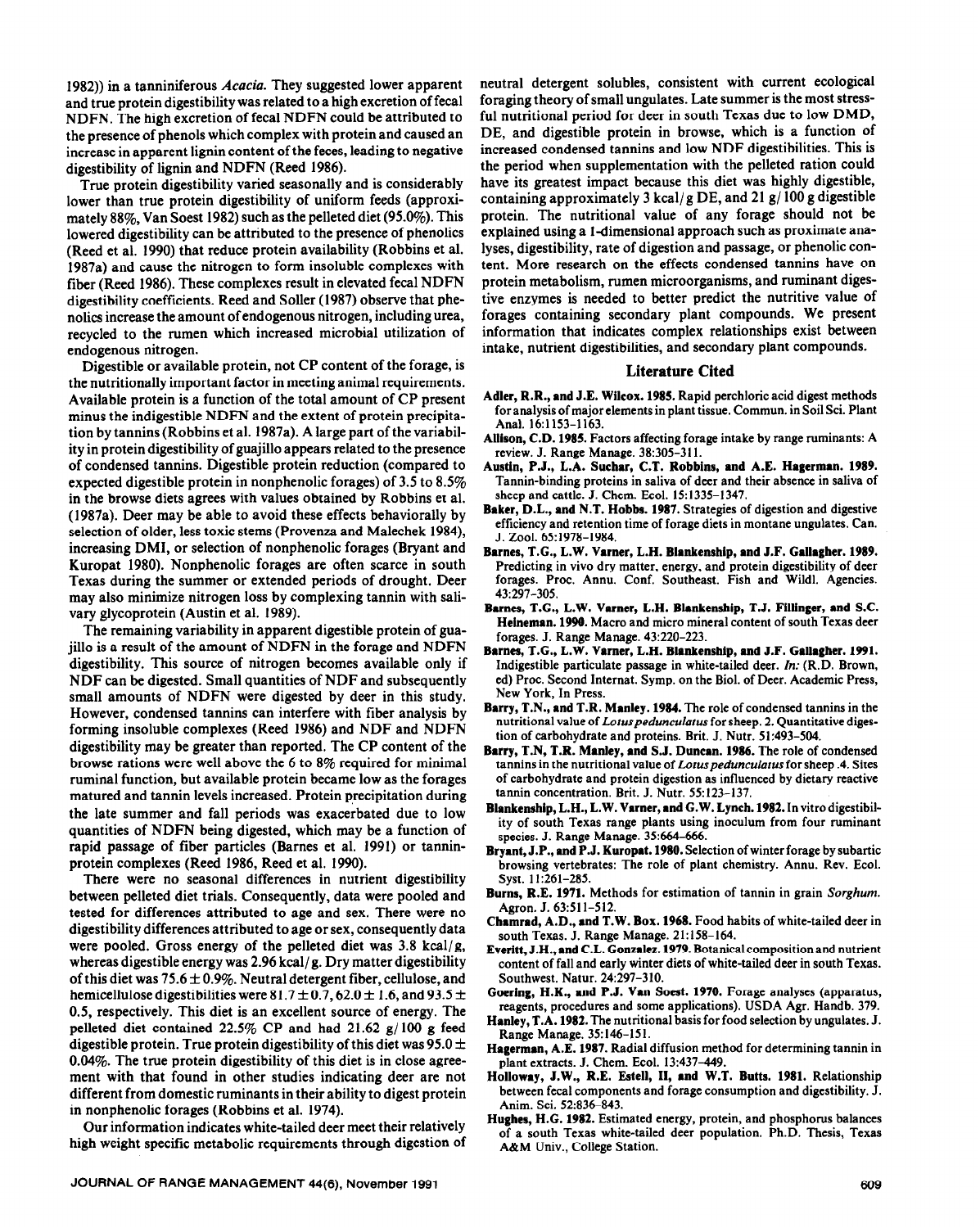1982)) in a tanniniferous *Acacia*. They suggested lower apparent and true protein digestibility was related to a high excretion of fecal NDFN. The high excretion of fecal NDFN could be attributed to the presence of phenols which complex with protein and caused an increase in apparent lignin content of the feces, leading to negative digestibility of lignin and NDFN (Reed 1986).

True protein digestibility varied seasonally and is considerably lower than true protein digestibility of uniform feeds (approximately 88%, Van Soest 1982) such as the pelleted diet (95.0%). This lowered digestibility can be attributed to the presence of phenolics (Reed et al. 1990) that reduce protein availability (Robbins et al. 1987a) and cause the nitrogen to form insoluble complexes with fiber (Reed 1986). These complexes result in elevated fecal NDFN digestibility coefficients. Reed and Soller (1987) observe that phenolics increase the amount of endogenous nitrogen, including urea, recycled to the rumen which increased microbial utilization of endogenous nitrogen.

Digestible or available protein, not CP content of the forage, is the nutritionally important factor in meeting animal requirements. Available protein is a function of the total amount of CP present minus the indigestible NDFN and the extent of protein precipitation by tannins (Robbins et al. 1987a). A large part of the variability in protein digestibility of guajillo appears related to the presence of condensed tannins. Digestible protein reduction (compared to expected digestible protein in nonphenolic forages) of 3.5 to 8.5% in the browse diets agrees with values obtained by Robbins et al. (1987a). Deer may be able to avoid these effects behaviorally by selection of older, less toxic stems (Provenza and Malechek 1984), increasing DMI, or selection of nonphenolic forages (Bryant and Kuropat 1980). Nonphenolic forages are often scarce in south Texas during the summer or extended periods of drought. Deer may also minimize nitrogen loss by complexing tannin with salivary glycoprotein (Austin et al. 1989).

The remaining variability in apparent digestible protein of guajillo is a result of the amount of NDFN in the forage and NDFN digestibility. This source of nitrogen becomes available only if NDF can be digested. Small quantities of NDF and subsequently small amounts of NDFN were digested by deer in this study. However, condensed tannins can interfere with fiber analysis by forming insoluble complexes (Reed 1986) and NDF and NDFN digestibility may be greater than reported. The CP content of the browse rations were well above the 6 to 8% required for minimal ruminal function, but available protein became low as the forages matured and tannin levels increased. Protein precipitation during the late summer and fall periods was exacerbated due to low quantities of NDFN being digested, which may be a function of rapid passage of fiber particles (Barnes et al. 1991) or tannin-protein complexes (Reed 1986, Reed et al. 1990).

There were no seasonal differences in nutrient digestibility between pelleted diet trials. Consequently, data were pooled and tested for differences attributed to age and sex. There were no digestibility differences attributed to age or sex, consequently data were pooled. Gross energy of the pelleted diet was 3.8 kcal/g, whereas digestible energy was 2.96 kcal/g. Dry matter digestibility of this diet was $75.6 \pm 0.9\%$. Neutral detergent fiber, cellulose, and hemicellulose digestibilities were $81.7 \pm 0.7$, $62.0 \pm 1.6$, and $93.5 \pm 0.5$, respectively. This diet is an excellent source of energy. The pelleted diet contained 22.5% CP and had 21.62 g/100 g feed digestible protein. True protein digestibility of this diet was $95.0 \pm 0.04\%$. The true protein digestibility of this diet is in close agreement with that found in other studies indicating deer are not different from domestic ruminants in their ability to digest protein in nonphenolic forages (Robbins et al. 1974).

Our information indicates white-tailed deer meet their relatively high weight specific metabolic requirements through digestion of neutral detergent solubles, consistent with current ecological foraging theory of small ungulates. Late summer is the most stressful nutritional period for deer in south Texas due to low DMD, DE, and digestible protein in browse, which is a function of increased condensed tannins and low NDF digestibilities. This is the period when supplementation with the pelleted ration could have its greatest impact because this diet was highly digestible, containing approximately 3 kcal/g DE, and 21 g/100 g digestible protein. The nutritional value of any forage should not be explained using a 1-dimensional approach such as proximate analyses, digestibility, rate of digestion and passage, or phenolic content. More research on the effects condensed tannins have on protein metabolism, rumen microorganisms, and ruminant digestive enzymes is needed to better predict the nutritive value of forages containing secondary plant compounds. We present information that indicates complex relationships exist between intake, nutrient digestibilities, and secondary plant compounds.

## Literature Cited

**Adler, R.R., and J.E. Wilcox. 1985.** Rapid perchloric acid digest methods for analysis of major elements in plant tissue. Commun. in Soil Sci. Plant Anal. 16:1153–1163.

**Allison, C.D. 1985.** Factors affecting forage intake by range ruminants: A review. J. Range Manage. 38:305–311.

**Austin, P.J., L.A. Suchar, C.T. Robbins, and A.E. Hagerman. 1989.** Tannin-binding proteins in saliva of deer and their absence in saliva of sheep and cattle. J. Chem. Ecol. 15:1335–1347.

**Baker, D.L., and N.T. Hobbs. 1987.** Strategies of digestion and digestive efficiency and retention time of forage diets in montane ungulates. Can. J. Zool. 65:1978–1984.

**Barnes, T.G., L.W. Varner, L.H. Blankenship, and J.F. Gallagher. 1989.** Predicting in vivo dry matter, energy, and protein digestibility of deer forages. Proc. Annu. Conf. Southeast. Fish and Wildl. Agencies. 43:297–305.

**Barnes, T.G., L.W. Varner, L.H. Blankenship, T.J. Fillinger, and S.C. Heineman. 1990.** Macro and micro mineral content of south Texas deer forages. J. Range Manage. 43:220–223.

**Barnes, T.G., L.W. Varner, L.H. Blankenship, and J.F. Gallagher. 1991.** Indigestible particulate passage in white-tailed deer. *In:* (R.D. Brown, ed) Proc. Second Internat. Symp. on the Biol. of Deer. Academic Press, New York, In Press.

**Barry, T.N., and T.R. Manley. 1984.** The role of condensed tannins in the nutritional value of *Lotus pedunculatus* for sheep. 2. Quantitative digestion of carbohydrate and proteins. Brit. J. Nutr. 51:493–504.

**Barry, T.N, T.R. Manley, and S.J. Duncan. 1986.** The role of condensed tannins in the nutritional value of *Lotus pedunculatus* for sheep .4. Sites of carbohydrate and protein digestion as influenced by dietary reactive tannin concentration. Brit. J. Nutr. 55:123–137.

**Blankenship, L.H., L.W. Varner, and G.W. Lynch. 1982.** In vitro digestibility of south Texas range plants using inoculum from four ruminant species. J. Range Manage. 35:664–666.

**Bryant, J.P., and P.J. Kuropat. 1980.** Selection of winter forage by subartic browsing vertebrates: The role of plant chemistry. Annu. Rev. Ecol. Syst. 11:261–285.

**Burns, R.E. 1971.** Methods for estimation of tannin in grain *Sorghum*. Agron. J. 63:511–512.

**Chamrad, A.D., and T.W. Box. 1968.** Food habits of white-tailed deer in south Texas. J. Range Manage. 21:158–164.

**Everitt, J.H., and C.L. Gonzalez. 1979.** Botanical composition and nutrient content of fall and early winter diets of white-tailed deer in south Texas. Southwest. Natur. 24:297–310.

**Goering, H.K., and P.J. Van Soest. 1970.** Forage analyses (apparatus, reagents, procedures and some applications). USDA Agr. Handb. 379.

**Hanley, T.A. 1982.** The nutritional basis for food selection by ungulates. J. Range Manage. 35:146–151.

**Hagerman, A.E. 1987.** Radial diffusion method for determining tannin in plant extracts. J. Chem. Ecol. 13:437–449.

**Holloway, J.W., R.E. Estell, II, and W.T. Butts. 1981.** Relationship between fecal components and forage consumption and digestibility. J. Anim. Sci. 52:836–843.

**Hughes, H.G. 1982.** Estimated energy, protein, and phosphorus balances of a south Texas white-tailed deer population. Ph.D. Thesis, Texas A&M Univ., College Station.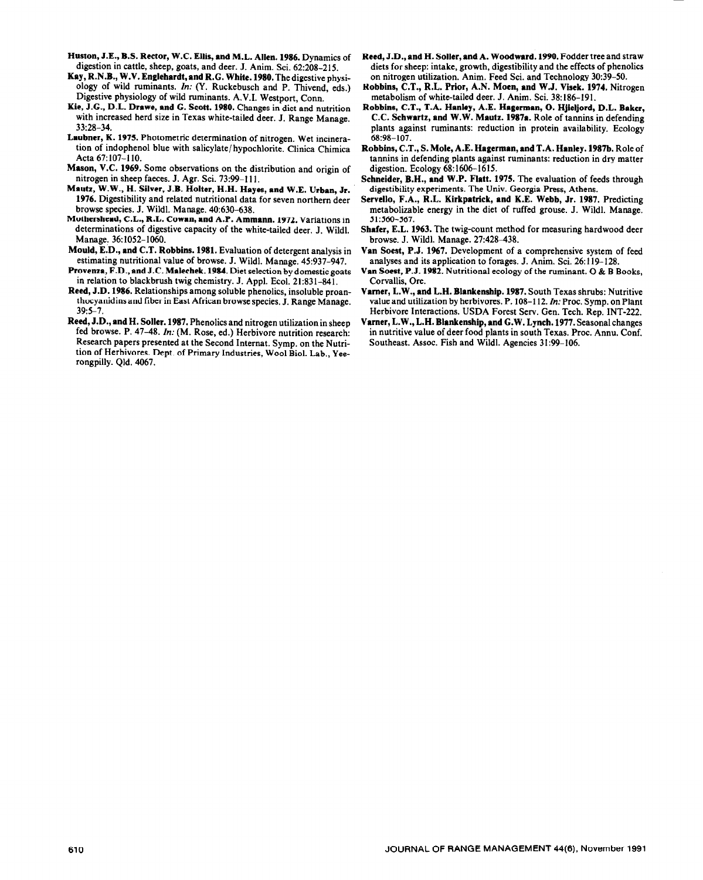**Huston, J.E., B.S. Rector, W.C. Ellis, and M.L. Allen. 1986.** Dynamics of digestion in cattle, sheep, goats, and deer. J. Anim. Sci. 62:208–215.

**Kay, R.N.B., W.V. Englehardt, and R.G. White. 1980.** The digestive physiology of wild ruminants. *In:* (Y. Ruckebusch and P. Thivend, eds.) Digestive physiology of wild ruminants. A.V.I. Westport, Conn.

**Kie, J.G., D.L. Drawe, and G. Scott. 1980.** Changes in diet and nutrition with increased herd size in Texas white-tailed deer. J. Range Manage. 33:28–34.

**Laubner, K. 1975.** Photometric determination of nitrogen. Wet incineration of indophenol blue with salicylate/hypochlorite. Clinica Chimica Acta 67:107–110.

**Mason, V.C. 1969.** Some observations on the distribution and origin of nitrogen in sheep faeces. J. Agr. Sci. 73:99–111.

**Mautz, W.W., H. Silver, J.B. Holter, H.H. Hayes, and W.E. Urban, Jr. 1976.** Digestibility and related nutritional data for seven northern deer browse species. J. Wildl. Manage. 40:630–638.

**Mothershead, C.L., R.L. Cowan, and A.P. Ammann. 1972.** Variations in determinations of digestive capacity of the white-tailed deer. J. Wildl. Manage. 36:1052–1060.

**Mould, E.D., and C.T. Robbins. 1981.** Evaluation of detergent analysis in estimating nutritional value of browse. J. Wildl. Manage. 45:937–947.

**Provenza, F.D., and J.C. Malechek. 1984.** Diet selection by domestic goats in relation to blackbrush twig chemistry. J. Appl. Ecol. 21:831–841.

**Reed, J.D. 1986.** Relationships among soluble phenolics, insoluble proanthocyanidins and fiber in East African browse species. J. Range Manage. 39:5–7.

**Reed, J.D., and H. Soller. 1987.** Phenolics and nitrogen utilization in sheep fed browse. P. 47–48. *In:* (M. Rose, ed.) Herbivore nutrition research: Research papers presented at the Second Internat. Symp. on the Nutrition of Herbivores. Dept. of Primary Industries, Wool Biol. Lab., Yeerongpilly. Qld. 4067.

**Reed, J.D., and H. Soller, and A. Woodward. 1990.** Fodder tree and straw diets for sheep: intake, growth, digestibility and the effects of phenolics on nitrogen utilization. Anim. Feed Sci. and Technology 30:39–50.

**Robbins, C.T., R.L. Prior, A.N. Moen, and W.J. Visek. 1974.** Nitrogen metabolism of white-tailed deer. J. Anim. Sci. 38:186–191.

**Robbins, C.T., T.A. Hanley, A.E. Hagerman, O. Hjeljord, D.L. Baker, C.C. Schwartz, and W.W. Mautz. 1987a.** Role of tannins in defending plants against ruminants: reduction in protein availability. Ecology 68:98–107.

**Robbins, C.T., S. Mole, A.E. Hagerman, and T.A. Hanley. 1987b.** Role of tannins in defending plants against ruminants: reduction in dry matter digestion. Ecology 68:1606–1615.

**Schneider, B.H., and W.P. Flatt. 1975.** The evaluation of feeds through digestibility experiments. The Univ. Georgia Press, Athens.

**Servello, F.A., R.L. Kirkpatrick, and K.E. Webb, Jr. 1987.** Predicting metabolizable energy in the diet of ruffed grouse. J. Wildl. Manage. 51:560–567.

**Shafer, E.L. 1963.** The twig-count method for measuring hardwood deer browse. J. Wildl. Manage. 27:428–438.

**Van Soest, P.J. 1967.** Development of a comprehensive system of feed analyses and its application to forages. J. Anim. Sci. 26:119–128.

**Van Soest, P.J. 1982.** Nutritional ecology of the ruminant. O & B Books, Corvallis, Ore.

**Varner, L.W., and L.H. Blankenship. 1987.** South Texas shrubs: Nutritive value and utilization by herbivores. P. 108–112. *In:* Proc. Symp. on Plant Herbivore Interactions. USDA Forest Serv. Gen. Tech. Rep. INT-222.

**Varner, L.W., L.H. Blankenship, and G.W. Lynch. 1977.** Seasonal changes in nutritive value of deer food plants in south Texas. Proc. Annu. Conf. Southeast. Assoc. Fish and Wildl. Agencies 31:99–106.